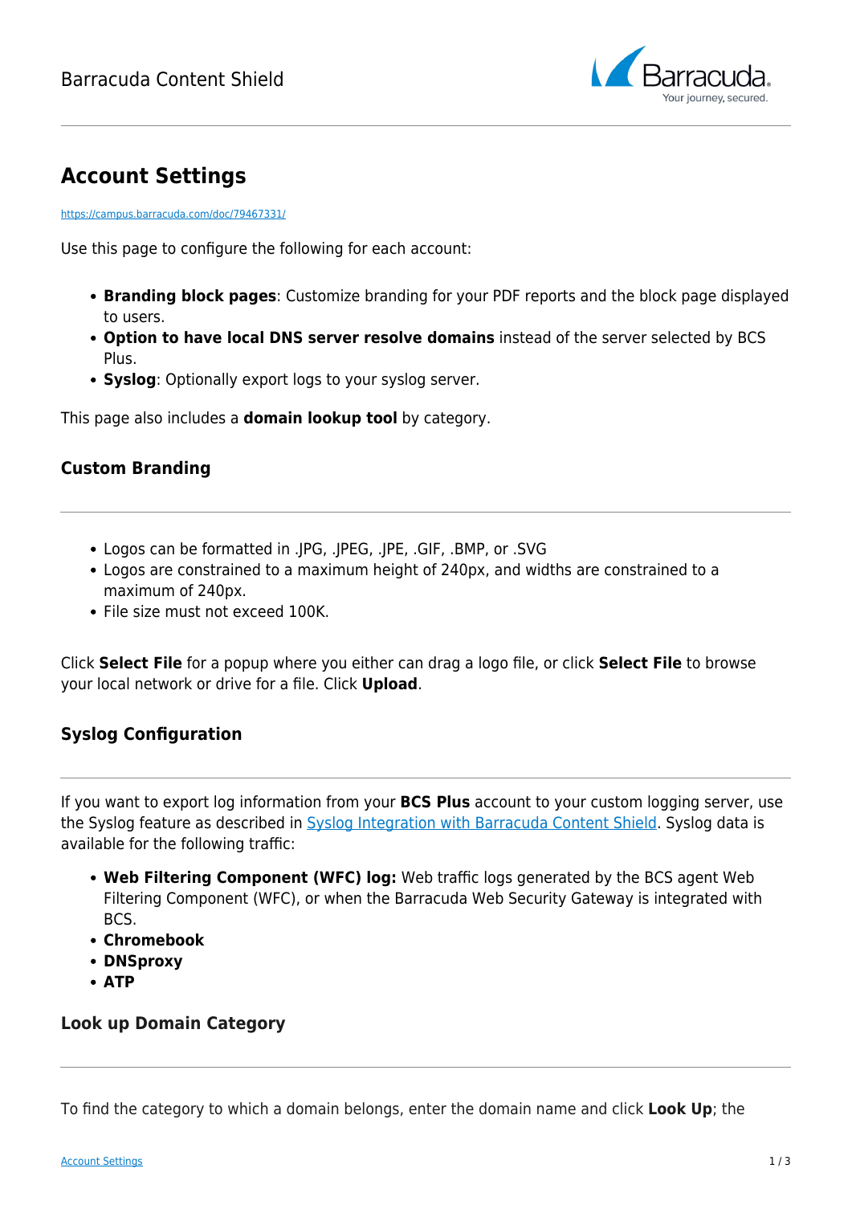# Account Settings

https://campus.barracuda.com/doc/79467331/

Use this page to configure the following for each account:

- **Branding block pages**: Customize branding for your PDF reports and the block page displayed to users.
- **Option to have local DNS server resolve domains** instead of the server selected by BCS Plus.
- **Syslog**: Optionally export logs to your syslog server.

This page also includes a **domain lookup tool** by category.

### Custom Branding

- Logos can be formatted in .JPG, .JPEG, .JPE, .GIF, .BMP, or .SVG
- Logos are constrained to a maximum height of 240px, and widths are constrained to a maximum of 240px.
- File size must not exceed 100K.

Click **Select File** for a popup where you either can drag a logo file, or click **Select File** to browse your local network or drive for a file. Click **Upload**.

### Syslog Configuration

If you want to export log information from your **BCS Plus** account to your custom logging server, use the Syslog feature as described in Syslog Integration with Barracuda Content Shield. Syslog data is available for the following traffic:

- **Web Filtering Component (WFC) log:** Web traffic logs generated by the BCS agent Web Filtering Component (WFC), or when the Barracuda Web Security Gateway is integrated with BCS.
- **Chromebook**
- **DNSproxy**
- **ATP**

### Look up Domain Category

To find the category to which a domain belongs, enter the domain name and click **Look Up**; the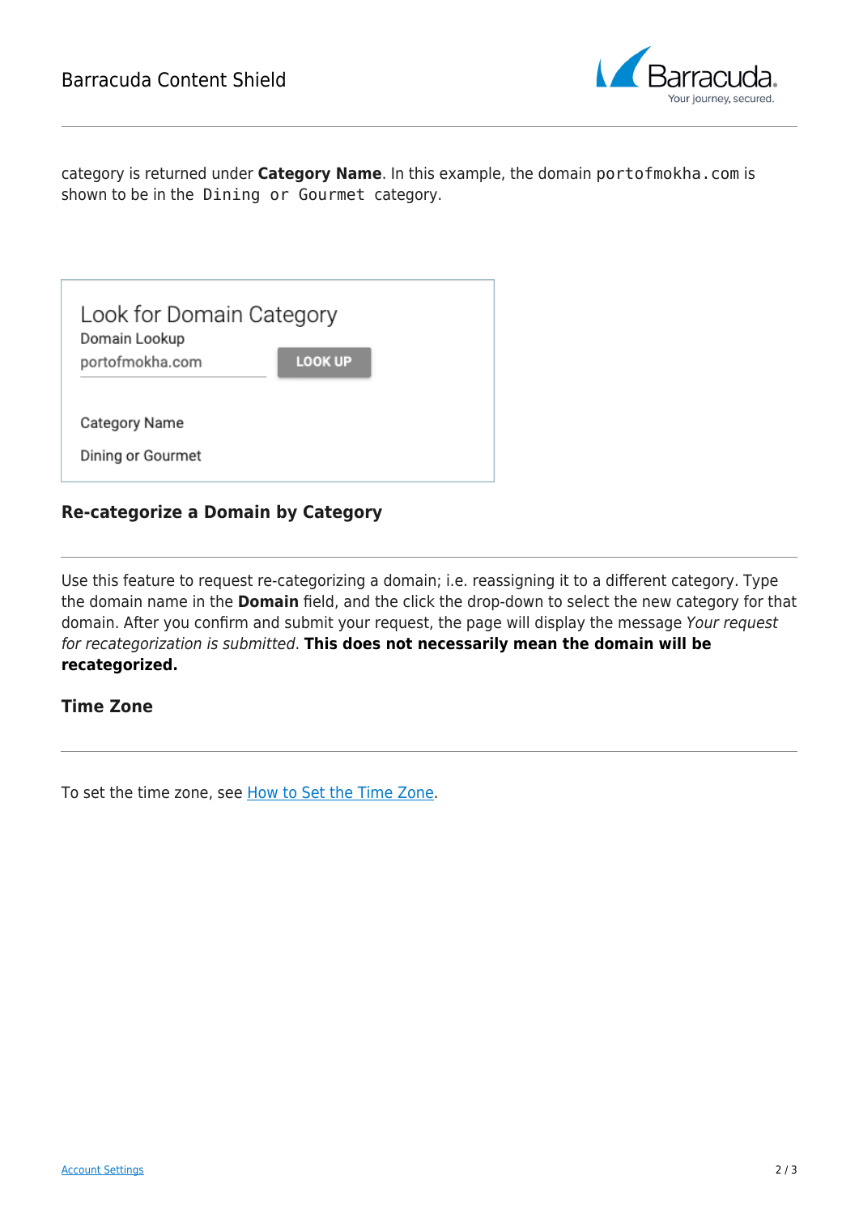category is returned under **Category Name**. In this example, the domain `portofmokha.com` is shown to be in the `Dining or Gourmet` category.

Look for Domain Category

Domain Lookup

portofmokha.com

LOOK UP

Category Name

Dining or Gourmet

### Re-categorize a Domain by Category

Use this feature to request re-categorizing a domain; i.e. reassigning it to a different category. Type the domain name in the **Domain** field, and the click the drop-down to select the new category for that domain. After you confirm and submit your request, the page will display the message *Your request for recategorization is submitted*. **This does not necessarily mean the domain will be recategorized.**

### Time Zone

To set the time zone, see How to Set the Time Zone.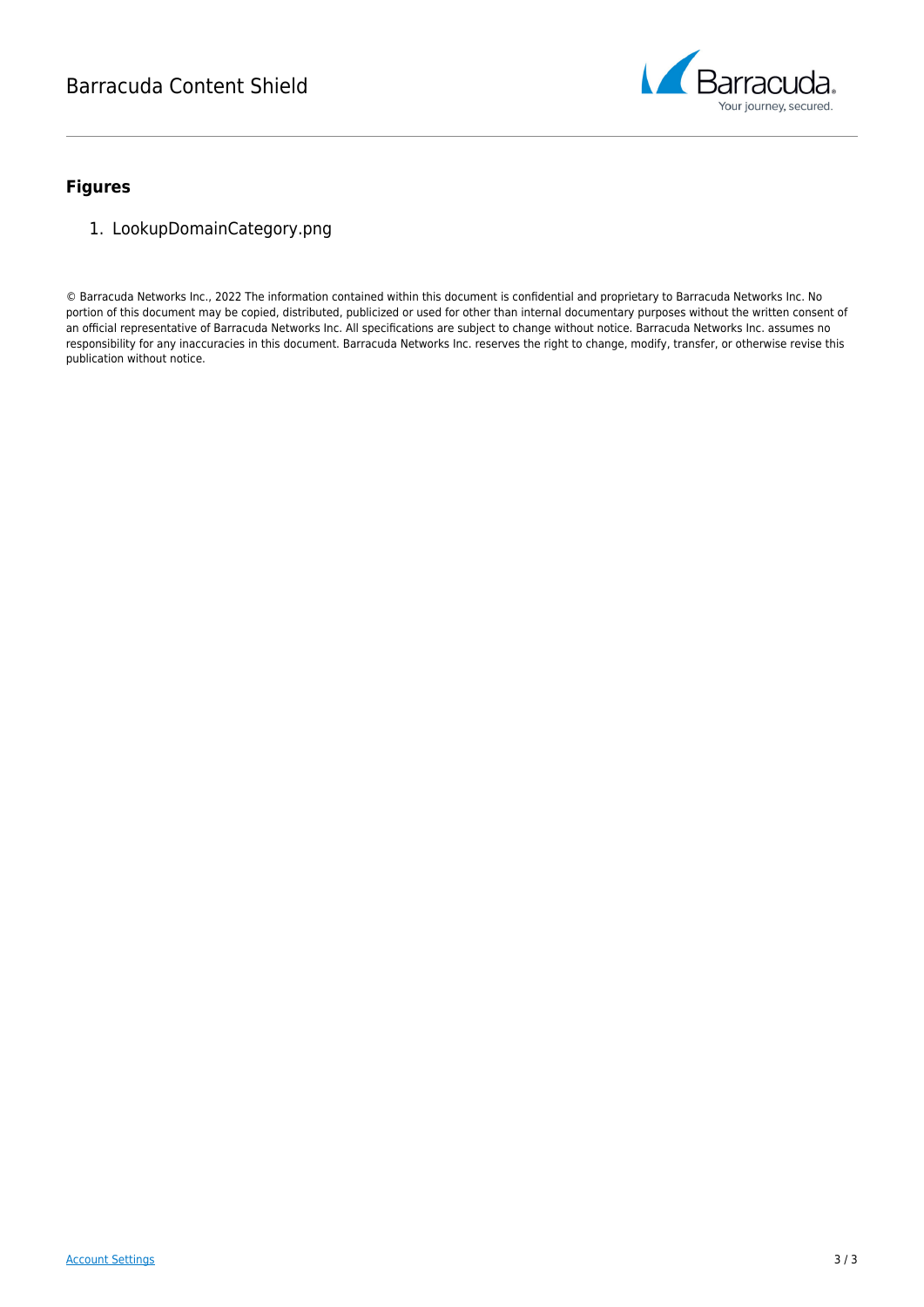## Figures

1. LookupDomainCategory.png

© Barracuda Networks Inc., 2022 The information contained within this document is confidential and proprietary to Barracuda Networks Inc. No portion of this document may be copied, distributed, publicized or used for other than internal documentary purposes without the written consent of an official representative of Barracuda Networks Inc. All specifications are subject to change without notice. Barracuda Networks Inc. assumes no responsibility for any inaccuracies in this document. Barracuda Networks Inc. reserves the right to change, modify, transfer, or otherwise revise this publication without notice.